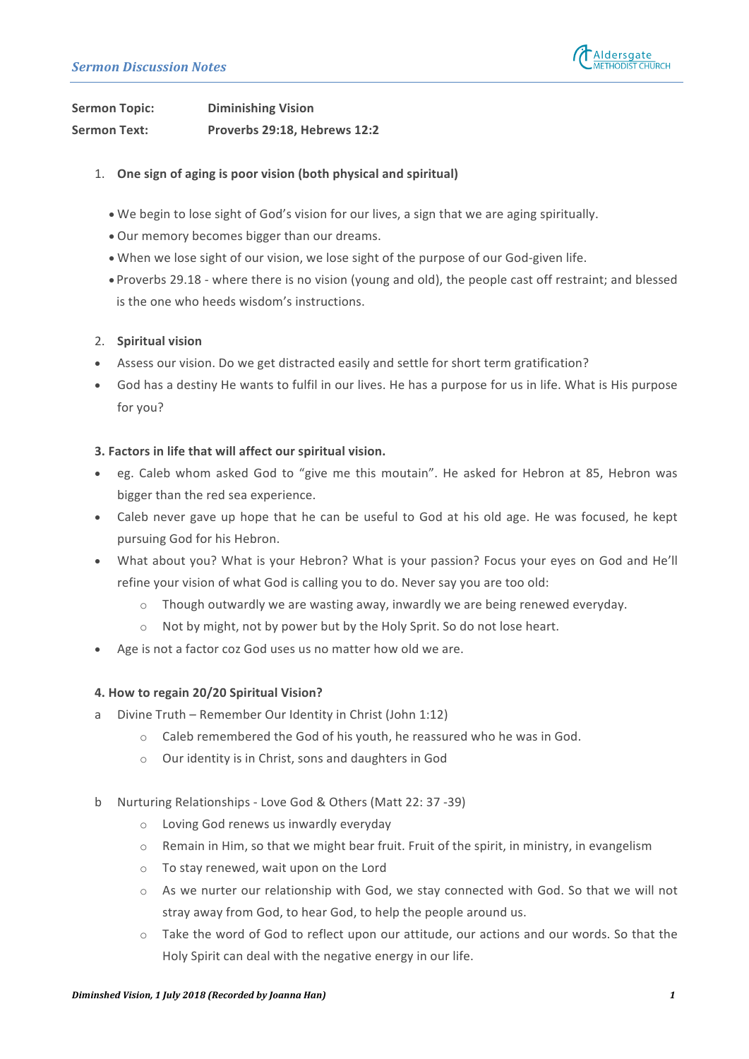Sermon Discussion Notes

**Sermon Topic:** **Diminishing Vision**

**Sermon Text:** **Proverbs 29:18, Hebrews 12:2**

1. **One sign of aging is poor vision (both physical and spiritual)**

- We begin to lose sight of God's vision for our lives, a sign that we are aging spiritually.
- Our memory becomes bigger than our dreams.
- When we lose sight of our vision, we lose sight of the purpose of our God-given life.
- Proverbs 29.18 - where there is no vision (young and old), the people cast off restraint; and blessed is the one who heeds wisdom's instructions.

2. **Spiritual vision**

- Assess our vision. Do we get distracted easily and settle for short term gratification?
- God has a destiny He wants to fulfil in our lives. He has a purpose for us in life. What is His purpose for you?

**3. Factors in life that will affect our spiritual vision.**

- eg. Caleb whom asked God to "give me this moutain". He asked for Hebron at 85, Hebron was bigger than the red sea experience.
- Caleb never gave up hope that he can be useful to God at his old age. He was focused, he kept pursuing God for his Hebron.
- What about you? What is your Hebron? What is your passion? Focus your eyes on God and He'll refine your vision of what God is calling you to do. Never say you are too old:
    - Though outwardly we are wasting away, inwardly we are being renewed everyday.
    - Not by might, not by power but by the Holy Sprit. So do not lose heart.
- Age is not a factor coz God uses us no matter how old we are.

**4. How to regain 20/20 Spiritual Vision?**

a. Divine Truth – Remember Our Identity in Christ (John 1:12)
    - Caleb remembered the God of his youth, he reassured who he was in God.
    - Our identity is in Christ, sons and daughters in God

b. Nurturing Relationships - Love God & Others (Matt 22: 37 -39)
    - Loving God renews us inwardly everyday
    - Remain in Him, so that we might bear fruit. Fruit of the spirit, in ministry, in evangelism
    - To stay renewed, wait upon on the Lord
    - As we nurter our relationship with God, we stay connected with God. So that we will not stray away from God, to hear God, to help the people around us.
    - Take the word of God to reflect upon our attitude, our actions and our words. So that the Holy Spirit can deal with the negative energy in our life.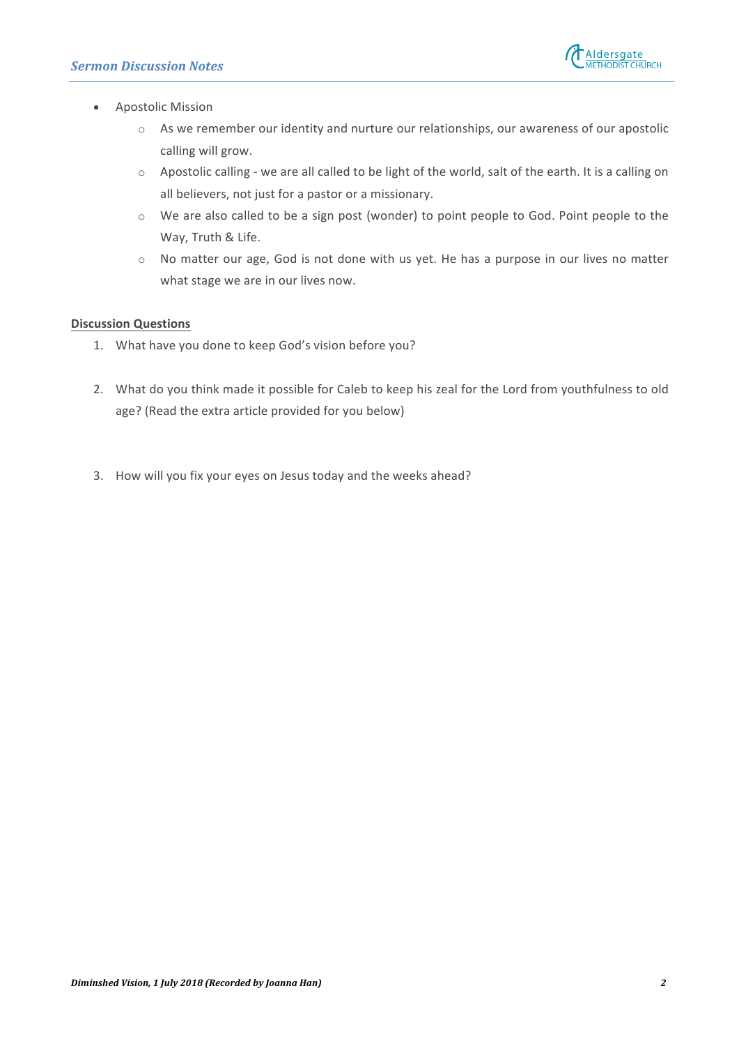- Apostolic Mission
    - As we remember our identity and nurture our relationships, our awareness of our apostolic calling will grow.
    - Apostolic calling - we are all called to be light of the world, salt of the earth. It is a calling on all believers, not just for a pastor or a missionary.
    - We are also called to be a sign post (wonder) to point people to God. Point people to the Way, Truth & Life.
    - No matter our age, God is not done with us yet. He has a purpose in our lives no matter what stage we are in our lives now.

**Discussion Questions**

1. What have you done to keep God's vision before you?
2. What do you think made it possible for Caleb to keep his zeal for the Lord from youthfulness to old age? (Read the extra article provided for you below)
3. How will you fix your eyes on Jesus today and the weeks ahead?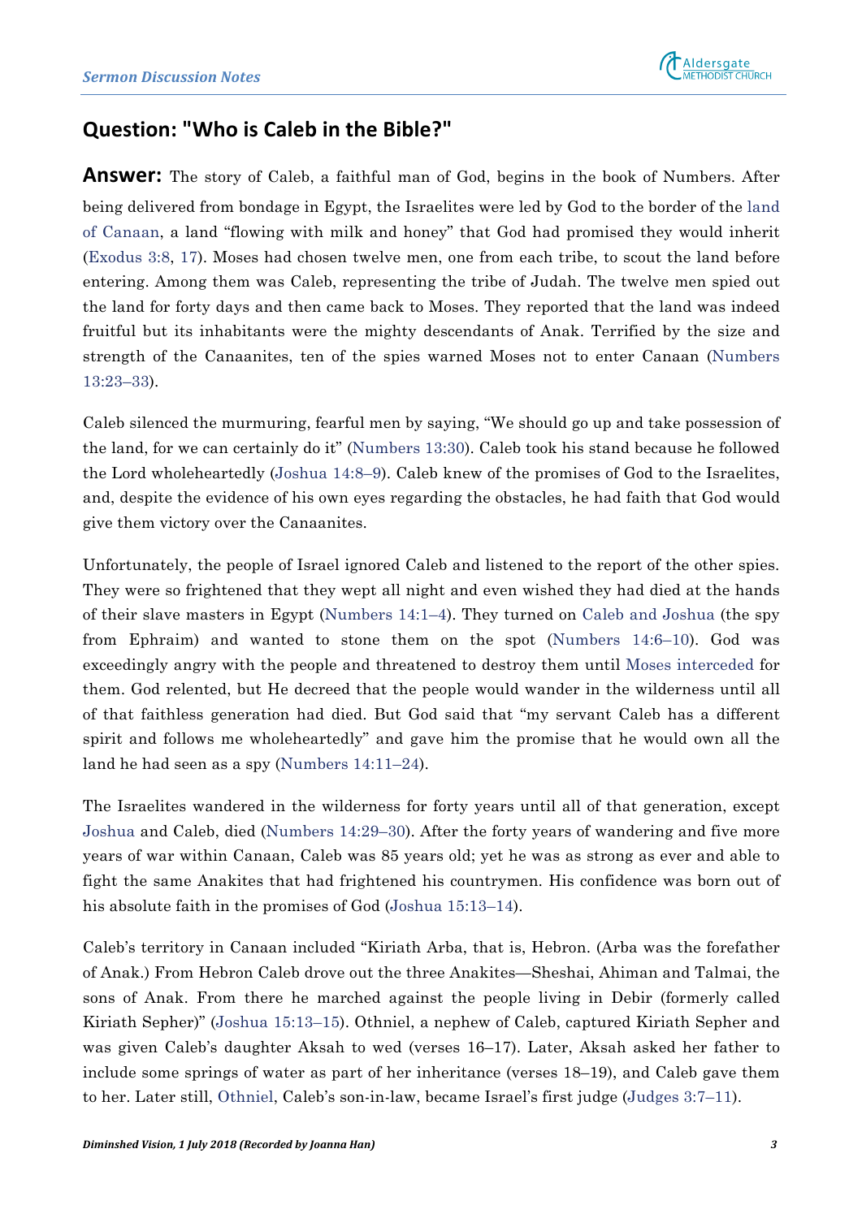## Question: "Who is Caleb in the Bible?"

**Answer:** The story of Caleb, a faithful man of God, begins in the book of Numbers. After being delivered from bondage in Egypt, the Israelites were led by God to the border of the land of Canaan, a land "flowing with milk and honey" that God had promised they would inherit (Exodus 3:8, 17). Moses had chosen twelve men, one from each tribe, to scout the land before entering. Among them was Caleb, representing the tribe of Judah. The twelve men spied out the land for forty days and then came back to Moses. They reported that the land was indeed fruitful but its inhabitants were the mighty descendants of Anak. Terrified by the size and strength of the Canaanites, ten of the spies warned Moses not to enter Canaan (Numbers 13:23–33).

Caleb silenced the murmuring, fearful men by saying, "We should go up and take possession of the land, for we can certainly do it" (Numbers 13:30). Caleb took his stand because he followed the Lord wholeheartedly (Joshua 14:8–9). Caleb knew of the promises of God to the Israelites, and, despite the evidence of his own eyes regarding the obstacles, he had faith that God would give them victory over the Canaanites.

Unfortunately, the people of Israel ignored Caleb and listened to the report of the other spies. They were so frightened that they wept all night and even wished they had died at the hands of their slave masters in Egypt (Numbers 14:1–4). They turned on Caleb and Joshua (the spy from Ephraim) and wanted to stone them on the spot (Numbers 14:6–10). God was exceedingly angry with the people and threatened to destroy them until Moses interceded for them. God relented, but He decreed that the people would wander in the wilderness until all of that faithless generation had died. But God said that "my servant Caleb has a different spirit and follows me wholeheartedly" and gave him the promise that he would own all the land he had seen as a spy (Numbers 14:11–24).

The Israelites wandered in the wilderness for forty years until all of that generation, except Joshua and Caleb, died (Numbers 14:29–30). After the forty years of wandering and five more years of war within Canaan, Caleb was 85 years old; yet he was as strong as ever and able to fight the same Anakites that had frightened his countrymen. His confidence was born out of his absolute faith in the promises of God (Joshua 15:13–14).

Caleb's territory in Canaan included "Kiriath Arba, that is, Hebron. (Arba was the forefather of Anak.) From Hebron Caleb drove out the three Anakites—Sheshai, Ahiman and Talmai, the sons of Anak. From there he marched against the people living in Debir (formerly called Kiriath Sepher)" (Joshua 15:13–15). Othniel, a nephew of Caleb, captured Kiriath Sepher and was given Caleb's daughter Aksah to wed (verses 16–17). Later, Aksah asked her father to include some springs of water as part of her inheritance (verses 18–19), and Caleb gave them to her. Later still, Othniel, Caleb's son-in-law, became Israel's first judge (Judges 3:7–11).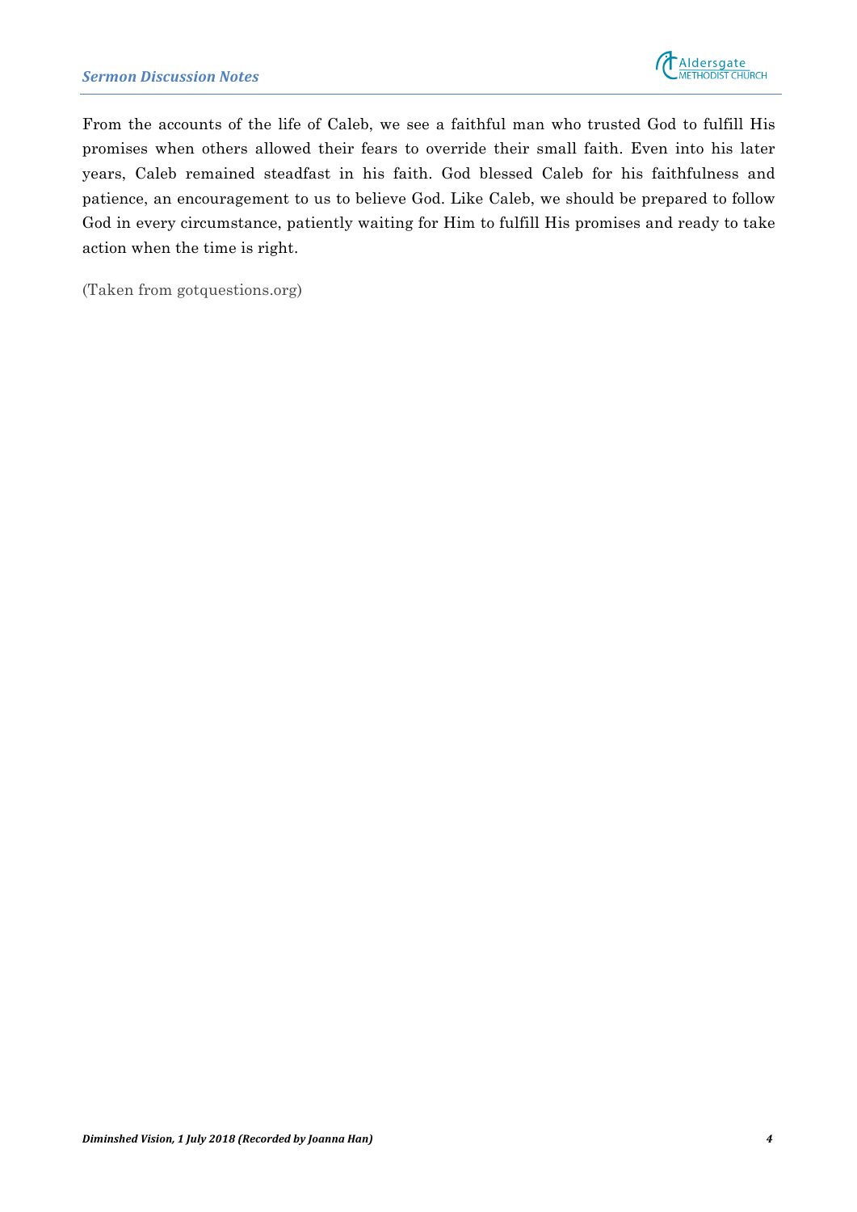From the accounts of the life of Caleb, we see a faithful man who trusted God to fulfill His promises when others allowed their fears to override their small faith. Even into his later years, Caleb remained steadfast in his faith. God blessed Caleb for his faithfulness and patience, an encouragement to us to believe God. Like Caleb, we should be prepared to follow God in every circumstance, patiently waiting for Him to fulfill His promises and ready to take action when the time is right.

(Taken from gotquestions.org)